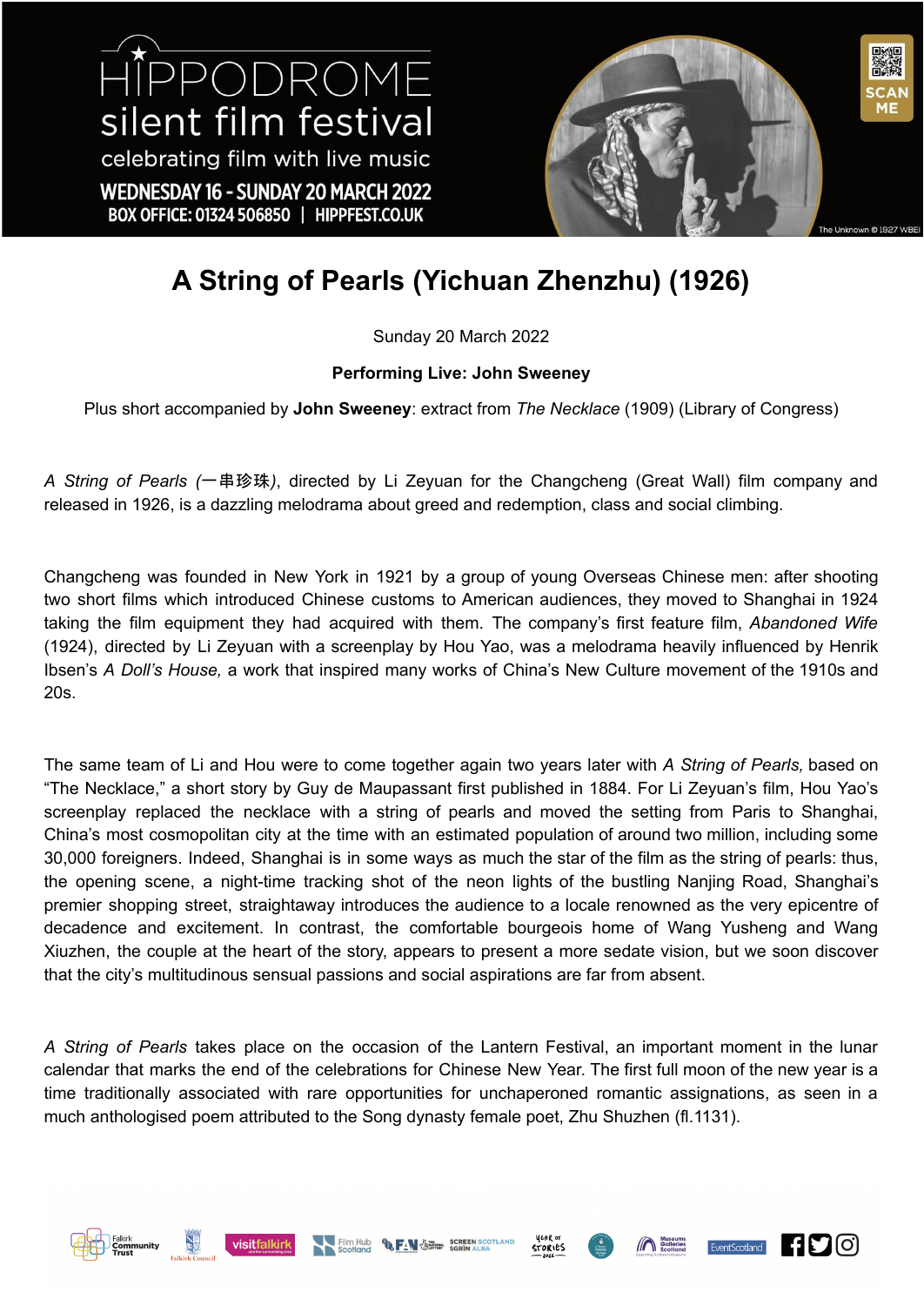HIPPODROME silent film festival

celebrating film with live music

WEDNESDAY 16 - SUNDAY 20 MARCH 2022

BOX OFFICE: 01324 506850 | HIPPFEST.CO.UK

The Unknown © 1927 WBEI

# A String of Pearls (Yichuan Zhenzhu) (1926)

Sunday 20 March 2022

**Performing Live: John Sweeney**

Plus short accompanied by **John Sweeney**: extract from *The Necklace* (1909) (Library of Congress)

*A String of Pearls (一串珍珠)*, directed by Li Zeyuan for the Changcheng (Great Wall) film company and released in 1926, is a dazzling melodrama about greed and redemption, class and social climbing.

Changcheng was founded in New York in 1921 by a group of young Overseas Chinese men: after shooting two short films which introduced Chinese customs to American audiences, they moved to Shanghai in 1924 taking the film equipment they had acquired with them. The company's first feature film, *Abandoned Wife* (1924), directed by Li Zeyuan with a screenplay by Hou Yao, was a melodrama heavily influenced by Henrik Ibsen's *A Doll's House,* a work that inspired many works of China's New Culture movement of the 1910s and 20s.

The same team of Li and Hou were to come together again two years later with *A String of Pearls,* based on "The Necklace," a short story by Guy de Maupassant first published in 1884. For Li Zeyuan's film, Hou Yao's screenplay replaced the necklace with a string of pearls and moved the setting from Paris to Shanghai, China's most cosmopolitan city at the time with an estimated population of around two million, including some 30,000 foreigners. Indeed, Shanghai is in some ways as much the star of the film as the string of pearls: thus, the opening scene, a night-time tracking shot of the neon lights of the bustling Nanjing Road, Shanghai's premier shopping street, straightaway introduces the audience to a locale renowned as the very epicentre of decadence and excitement. In contrast, the comfortable bourgeois home of Wang Yusheng and Wang Xiuzhen, the couple at the heart of the story, appears to present a more sedate vision, but we soon discover that the city's multitudinous sensual passions and social aspirations are far from absent.

*A String of Pearls* takes place on the occasion of the Lantern Festival, an important moment in the lunar calendar that marks the end of the celebrations for Chinese New Year. The first full moon of the new year is a time traditionally associated with rare opportunities for unchaperoned romantic assignations, as seen in a much anthologised poem attributed to the Song dynasty female poet, Zhu Shuzhen (fl.1131).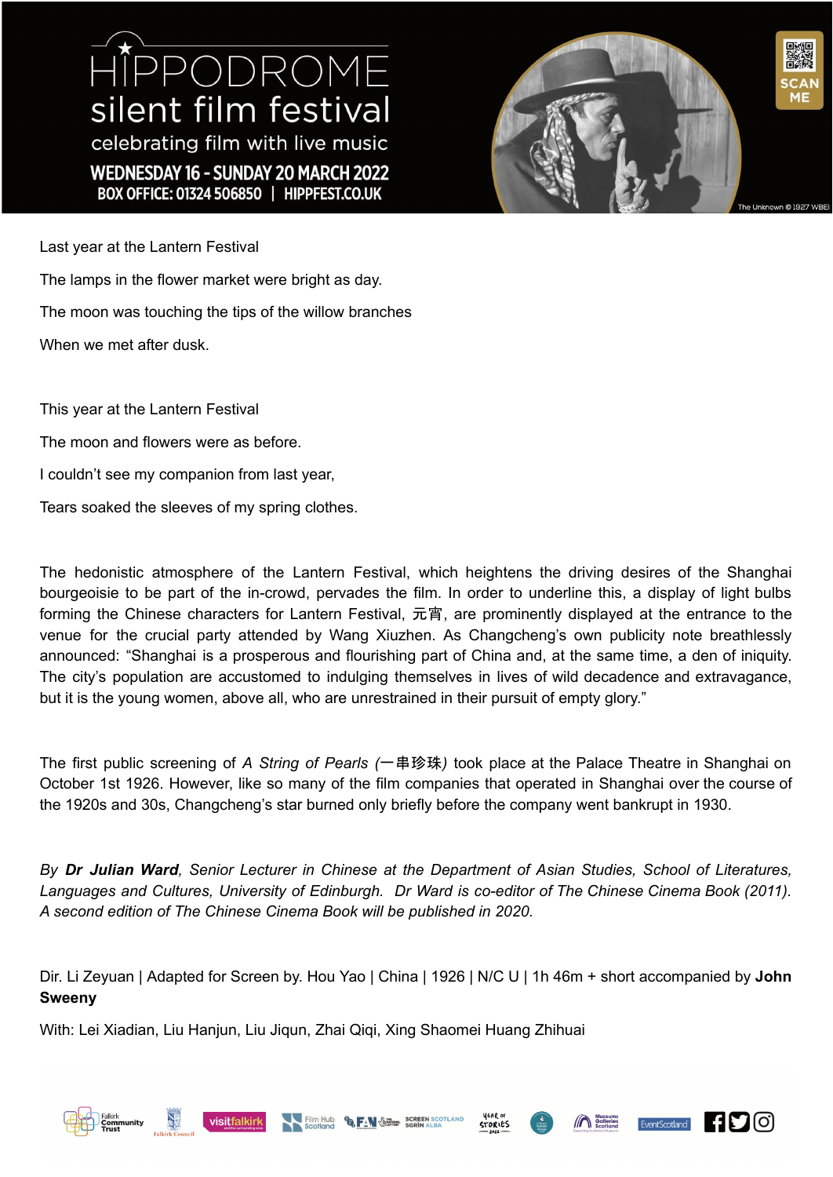Last year at the Lantern Festival

The lamps in the flower market were bright as day.

The moon was touching the tips of the willow branches

When we met after dusk.

This year at the Lantern Festival

The moon and flowers were as before.

I couldn't see my companion from last year,

Tears soaked the sleeves of my spring clothes.

The hedonistic atmosphere of the Lantern Festival, which heightens the driving desires of the Shanghai bourgeoisie to be part of the in-crowd, pervades the film. In order to underline this, a display of light bulbs forming the Chinese characters for Lantern Festival, 元宵, are prominently displayed at the entrance to the venue for the crucial party attended by Wang Xiuzhen. As Changcheng's own publicity note breathlessly announced: "Shanghai is a prosperous and flourishing part of China and, at the same time, a den of iniquity. The city's population are accustomed to indulging themselves in lives of wild decadence and extravagance, but it is the young women, above all, who are unrestrained in their pursuit of empty glory."

The first public screening of *A String of Pearls (一串珍珠)* took place at the Palace Theatre in Shanghai on October 1st 1926. However, like so many of the film companies that operated in Shanghai over the course of the 1920s and 30s, Changcheng's star burned only briefly before the company went bankrupt in 1930.

*By **Dr Julian Ward**, Senior Lecturer in Chinese at the Department of Asian Studies, School of Literatures, Languages and Cultures, University of Edinburgh. Dr Ward is co-editor of The Chinese Cinema Book (2011). A second edition of The Chinese Cinema Book will be published in 2020.*

Dir. Li Zeyuan | Adapted for Screen by. Hou Yao | China | 1926 | N/C U | 1h 46m + short accompanied by **John Sweeny**

With: Lei Xiadian, Liu Hanjun, Liu Jiqun, Zhai Qiqi, Xing Shaomei Huang Zhihuai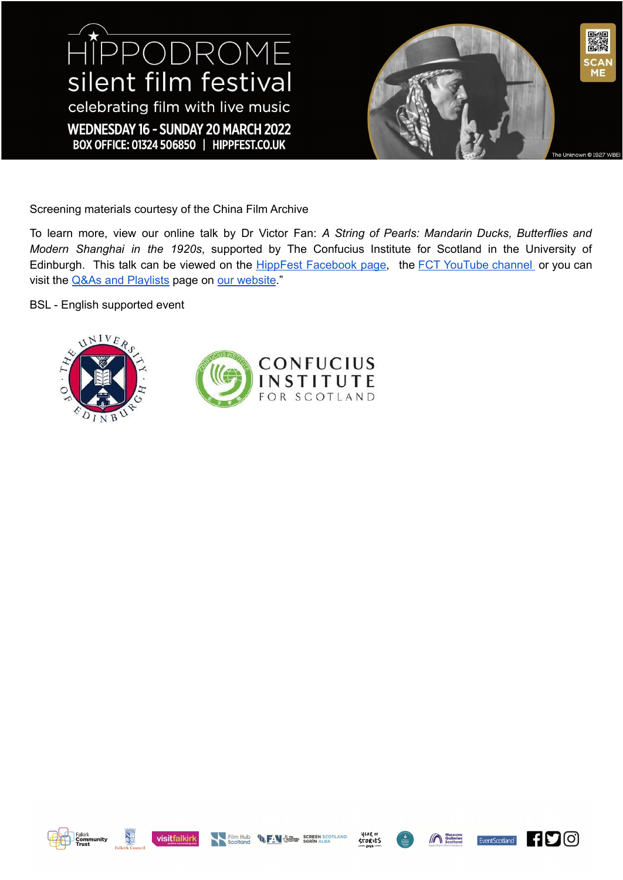Screening materials courtesy of the China Film Archive

To learn more, view our online talk by Dr Victor Fan: *A String of Pearls: Mandarin Ducks, Butterflies and Modern Shanghai in the 1920s*, supported by The Confucius Institute for Scotland in the University of Edinburgh. This talk can be viewed on the [HippFest Facebook page](), the [FCT YouTube channel]() or you can visit the [Q&As and Playlists]() page on [our website]()."

BSL - English supported event